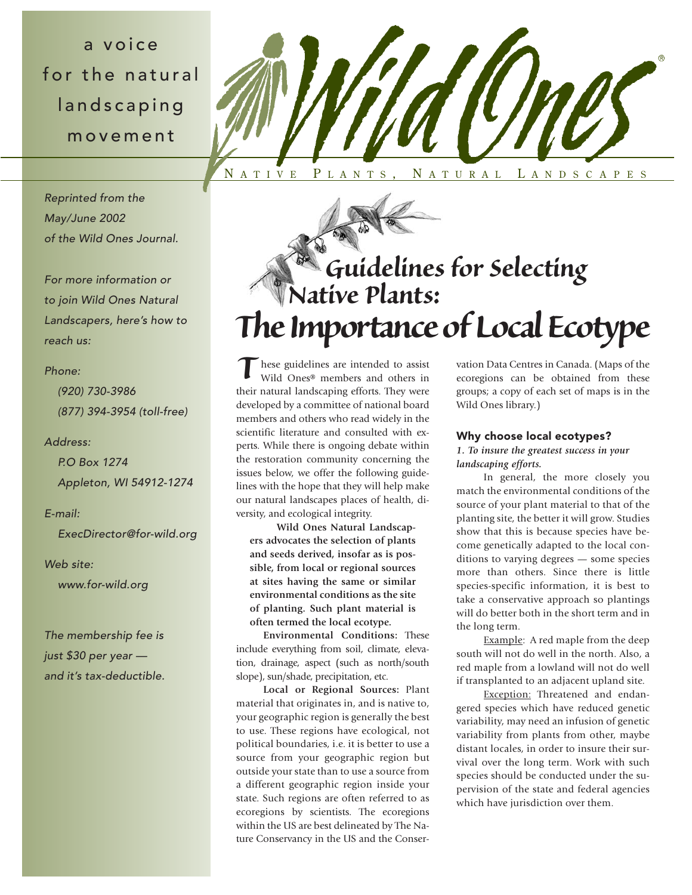a voice for the natural landscaping movement

# Wild Ones®

NATIVE PLANTS, NATURAL LANDSCAPES

*Reprinted from the May/June 2002 of the Wild Ones Journal.*

*For more information or to join Wild Ones Natural Landscapers, here's how to reach us:*

*Phone:*
*(920) 730-3986*
*(877) 394-3954 (toll-free)*

*Address:*
*P.O Box 1274*
*Appleton, WI 54912-1274*

*E-mail:*
*ExecDirector@for-wild.org*

*Web site:*
*www.for-wild.org*

*The membership fee is just $30 per year — and it's tax-deductible.*

## Guidelines for Selecting Native Plants:

# The Importance of Local Ecotype

These guidelines are intended to assist Wild Ones® members and others in their natural landscaping efforts. They were developed by a committee of national board members and others who read widely in the scientific literature and consulted with experts. While there is ongoing debate within the restoration community concerning the issues below, we offer the following guidelines with the hope that they will help make our natural landscapes places of health, diversity, and ecological integrity.

**Wild Ones Natural Landscapers advocates the selection of plants and seeds derived, insofar as is possible, from local or regional sources at sites having the same or similar environmental conditions as the site of planting. Such plant material is often termed the local ecotype.**

**Environmental Conditions:** These include everything from soil, climate, elevation, drainage, aspect (such as north/south slope), sun/shade, precipitation, etc.

**Local or Regional Sources:** Plant material that originates in, and is native to, your geographic region is generally the best to use. These regions have ecological, not political boundaries, i.e. it is better to use a source from your geographic region but outside your state than to use a source from a different geographic region inside your state. Such regions are often referred to as ecoregions by scientists. The ecoregions within the US are best delineated by The Nature Conservancy in the US and the Conservation Data Centres in Canada. (Maps of the ecoregions can be obtained from these groups; a copy of each set of maps is in the Wild Ones library.)

### Why choose local ecotypes?

***1. To insure the greatest success in your landscaping efforts.***

In general, the more closely you match the environmental conditions of the source of your plant material to that of the planting site, the better it will grow. Studies show that this is because species have become genetically adapted to the local conditions to varying degrees — some species more than others. Since there is little species-specific information, it is best to take a conservative approach so plantings will do better both in the short term and in the long term.

<u>Example</u>: A red maple from the deep south will not do well in the north. Also, a red maple from a lowland will not do well if transplanted to an adjacent upland site.

<u>Exception:</u> Threatened and endangered species which have reduced genetic variability, may need an infusion of genetic variability from plants from other, maybe distant locales, in order to insure their survival over the long term. Work with such species should be conducted under the supervision of the state and federal agencies which have jurisdiction over them.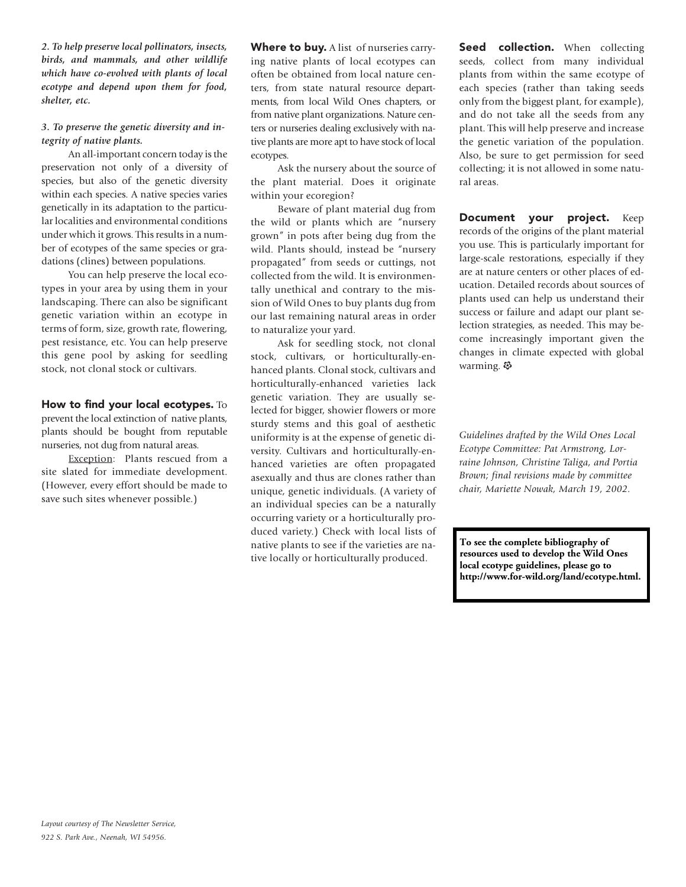***2. To help preserve local pollinators, insects, birds, and mammals, and other wildlife which have co-evolved with plants of local ecotype and depend upon them for food, shelter, etc.***

***3. To preserve the genetic diversity and integrity of native plants.***

An all-important concern today is the preservation not only of a diversity of species, but also of the genetic diversity within each species. A native species varies genetically in its adaptation to the particular localities and environmental conditions under which it grows. This results in a number of ecotypes of the same species or gradations (clines) between populations.

You can help preserve the local ecotypes in your area by using them in your landscaping. There can also be significant genetic variation within an ecotype in terms of form, size, growth rate, flowering, pest resistance, etc. You can help preserve this gene pool by asking for seedling stock, not clonal stock or cultivars.

**How to find your local ecotypes.** To prevent the local extinction of native plants, plants should be bought from reputable nurseries, not dug from natural areas.

Exception: Plants rescued from a site slated for immediate development. (However, every effort should be made to save such sites whenever possible.)

**Where to buy.** A list of nurseries carrying native plants of local ecotypes can often be obtained from local nature centers, from state natural resource departments, from local Wild Ones chapters, or from native plant organizations. Nature centers or nurseries dealing exclusively with native plants are more apt to have stock of local ecotypes.

Ask the nursery about the source of the plant material. Does it originate within your ecoregion?

Beware of plant material dug from the wild or plants which are "nursery grown" in pots after being dug from the wild. Plants should, instead be "nursery propagated" from seeds or cuttings, not collected from the wild. It is environmentally unethical and contrary to the mission of Wild Ones to buy plants dug from our last remaining natural areas in order to naturalize your yard.

Ask for seedling stock, not clonal stock, cultivars, or horticulturally-enhanced plants. Clonal stock, cultivars and horticulturally-enhanced varieties lack genetic variation. They are usually selected for bigger, showier flowers or more sturdy stems and this goal of aesthetic uniformity is at the expense of genetic diversity. Cultivars and horticulturally-enhanced varieties are often propagated asexually and thus are clones rather than unique, genetic individuals. (A variety of an individual species can be a naturally occurring variety or a horticulturally produced variety.) Check with local lists of native plants to see if the varieties are native locally or horticulturally produced.

**Seed collection.** When collecting seeds, collect from many individual plants from within the same ecotype of each species (rather than taking seeds only from the biggest plant, for example), and do not take all the seeds from any plant. This will help preserve and increase the genetic variation of the population. Also, be sure to get permission for seed collecting; it is not allowed in some natural areas.

**Document your project.** Keep records of the origins of the plant material you use. This is particularly important for large-scale restorations, especially if they are at nature centers or other places of education. Detailed records about sources of plants used can help us understand their success or failure and adapt our plant selection strategies, as needed. This may become increasingly important given the changes in climate expected with global warming. ✿

*Guidelines drafted by the Wild Ones Local Ecotype Committee: Pat Armstrong, Lorraine Johnson, Christine Taliga, and Portia Brown; final revisions made by committee chair, Mariette Nowak, March 19, 2002.*

**To see the complete bibliography of resources used to develop the Wild Ones local ecotype guidelines, please go to http://www.for-wild.org/land/ecotype.html.**

*Layout courtesy of The Newsletter Service, 922 S. Park Ave., Neenah, WI 54956.*